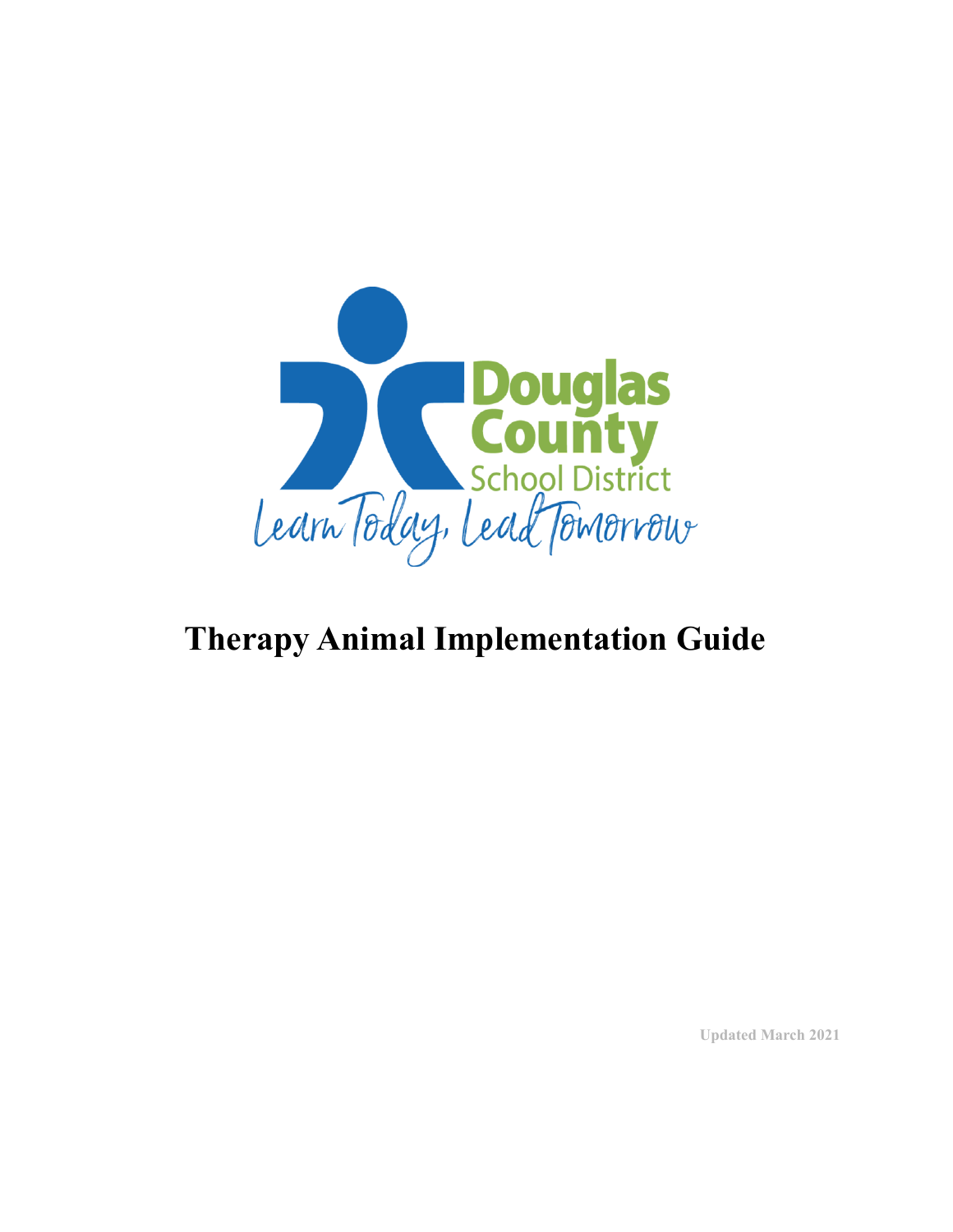Douglas County School District

Learn Today, Lead Tomorrow

# Therapy Animal Implementation Guide

Updated March 2021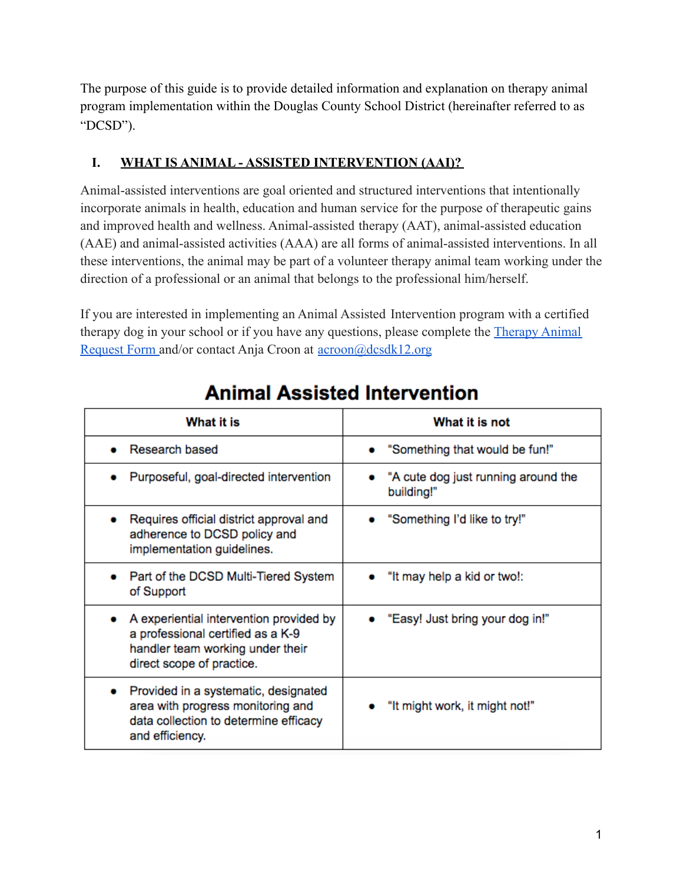The purpose of this guide is to provide detailed information and explanation on therapy animal program implementation within the Douglas County School District (hereinafter referred to as "DCSD").

## I. WHAT IS ANIMAL - ASSISTED INTERVENTION (AAI)?

Animal-assisted interventions are goal oriented and structured interventions that intentionally incorporate animals in health, education and human service for the purpose of therapeutic gains and improved health and wellness. Animal-assisted therapy (AAT), animal-assisted education (AAE) and animal-assisted activities (AAA) are all forms of animal-assisted interventions. In all these interventions, the animal may be part of a volunteer therapy animal team working under the direction of a professional or an animal that belongs to the professional him/herself.

If you are interested in implementing an Animal Assisted Intervention program with a certified therapy dog in your school or if you have any questions, please complete the [Therapy Animal Request Form](#) and/or contact Anja Croon at [acroon@dcsdk12.org](mailto:acroon@dcsdk12.org)

### Animal Assisted Intervention

| What it is | What it is not |
|---|---|
| • Research based | • "Something that would be fun!" |
| • Purposeful, goal-directed intervention | • "A cute dog just running around the building!" |
| • Requires official district approval and adherence to DCSD policy and implementation guidelines. | • "Something I'd like to try!" |
| • Part of the DCSD Multi-Tiered System of Support | • "It may help a kid or two!: |
| • A experiential intervention provided by a professional certified as a K-9 handler team working under their direct scope of practice. | • "Easy! Just bring your dog in!" |
| • Provided in a systematic, designated area with progress monitoring and data collection to determine efficacy and efficiency. | • "It might work, it might not!" |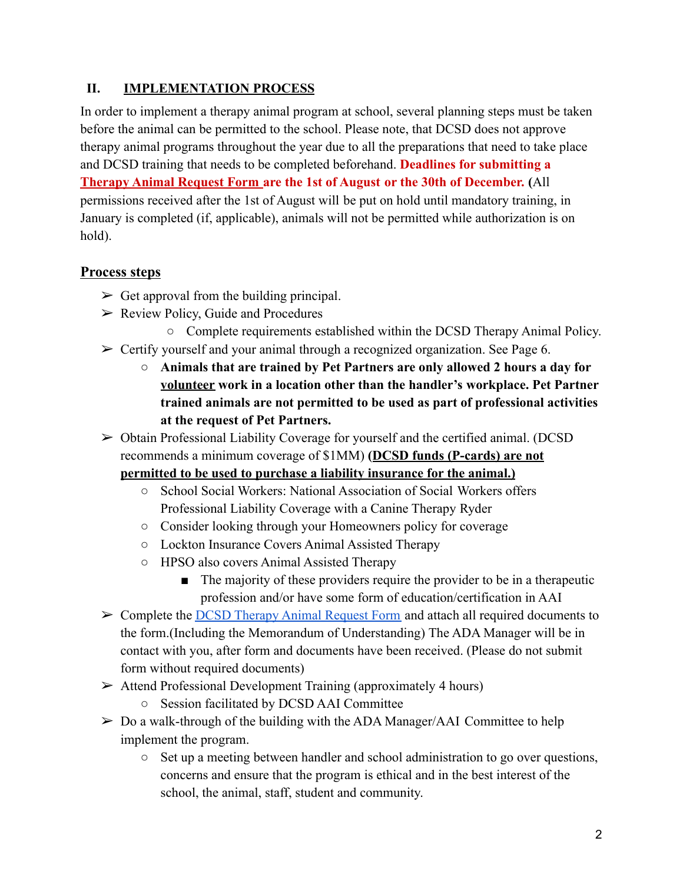## II. IMPLEMENTATION PROCESS

In order to implement a therapy animal program at school, several planning steps must be taken before the animal can be permitted to the school. Please note, that DCSD does not approve therapy animal programs throughout the year due to all the preparations that need to take place and DCSD training that needs to be completed beforehand. **Deadlines for submitting a Therapy Animal Request Form are the 1st of August or the 30th of December.** (All permissions received after the 1st of August will be put on hold until mandatory training, in January is completed (if, applicable), animals will not be permitted while authorization is on hold).

### Process steps

- Get approval from the building principal.
- Review Policy, Guide and Procedures
  - Complete requirements established within the DCSD Therapy Animal Policy.
- Certify yourself and your animal through a recognized organization. See Page 6.
  - **Animals that are trained by Pet Partners are only allowed 2 hours a day for volunteer work in a location other than the handler's workplace. Pet Partner trained animals are not permitted to be used as part of professional activities at the request of Pet Partners.**
- Obtain Professional Liability Coverage for yourself and the certified animal. (DCSD recommends a minimum coverage of $1MM) **(DCSD funds (P-cards) are not permitted to be used to purchase a liability insurance for the animal.)**
  - School Social Workers: National Association of Social Workers offers Professional Liability Coverage with a Canine Therapy Ryder
  - Consider looking through your Homeowners policy for coverage
  - Lockton Insurance Covers Animal Assisted Therapy
  - HPSO also covers Animal Assisted Therapy
    - The majority of these providers require the provider to be in a therapeutic profession and/or have some form of education/certification in AAI
- Complete the DCSD Therapy Animal Request Form and attach all required documents to the form.(Including the Memorandum of Understanding) The ADA Manager will be in contact with you, after form and documents have been received. (Please do not submit form without required documents)
- Attend Professional Development Training (approximately 4 hours)
  - Session facilitated by DCSD AAI Committee
- Do a walk-through of the building with the ADA Manager/AAI Committee to help implement the program.
  - Set up a meeting between handler and school administration to go over questions, concerns and ensure that the program is ethical and in the best interest of the school, the animal, staff, student and community.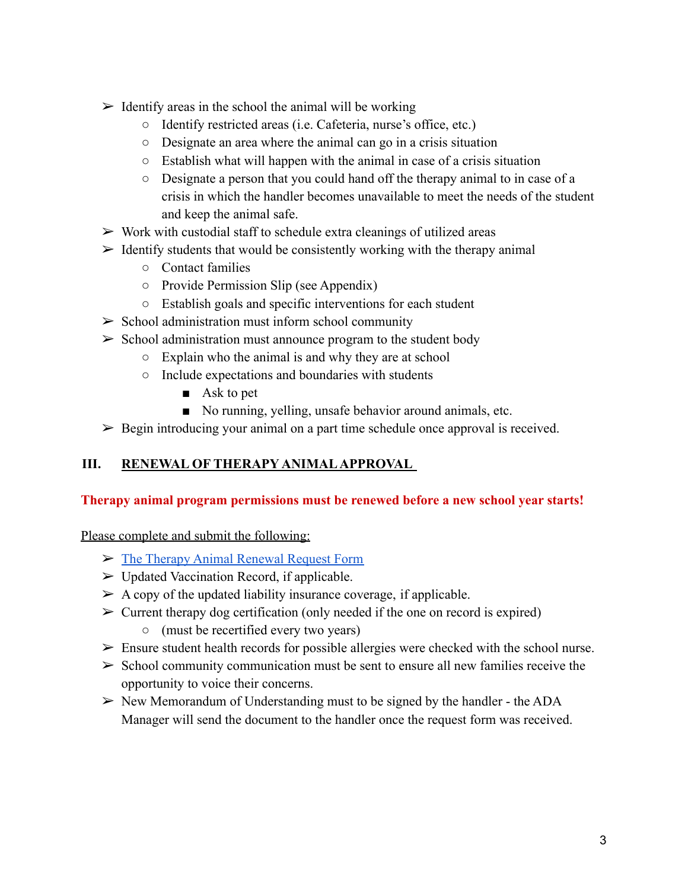- Identify areas in the school the animal will be working
    - Identify restricted areas (i.e. Cafeteria, nurse's office, etc.)
    - Designate an area where the animal can go in a crisis situation
    - Establish what will happen with the animal in case of a crisis situation
    - Designate a person that you could hand off the therapy animal to in case of a crisis in which the handler becomes unavailable to meet the needs of the student and keep the animal safe.
- Work with custodial staff to schedule extra cleanings of utilized areas
- Identify students that would be consistently working with the therapy animal
    - Contact families
    - Provide Permission Slip (see Appendix)
    - Establish goals and specific interventions for each student
- School administration must inform school community
- School administration must announce program to the student body
    - Explain who the animal is and why they are at school
    - Include expectations and boundaries with students
        - Ask to pet
        - No running, yelling, unsafe behavior around animals, etc.
- Begin introducing your animal on a part time schedule once approval is received.

## III. RENEWAL OF THERAPY ANIMAL APPROVAL

**Therapy animal program permissions must be renewed before a new school year starts!**

Please complete and submit the following:

- The Therapy Animal Renewal Request Form
- Updated Vaccination Record, if applicable.
- A copy of the updated liability insurance coverage, if applicable.
- Current therapy dog certification (only needed if the one on record is expired)
    - (must be recertified every two years)
- Ensure student health records for possible allergies were checked with the school nurse.
- School community communication must be sent to ensure all new families receive the opportunity to voice their concerns.
- New Memorandum of Understanding must to be signed by the handler - the ADA Manager will send the document to the handler once the request form was received.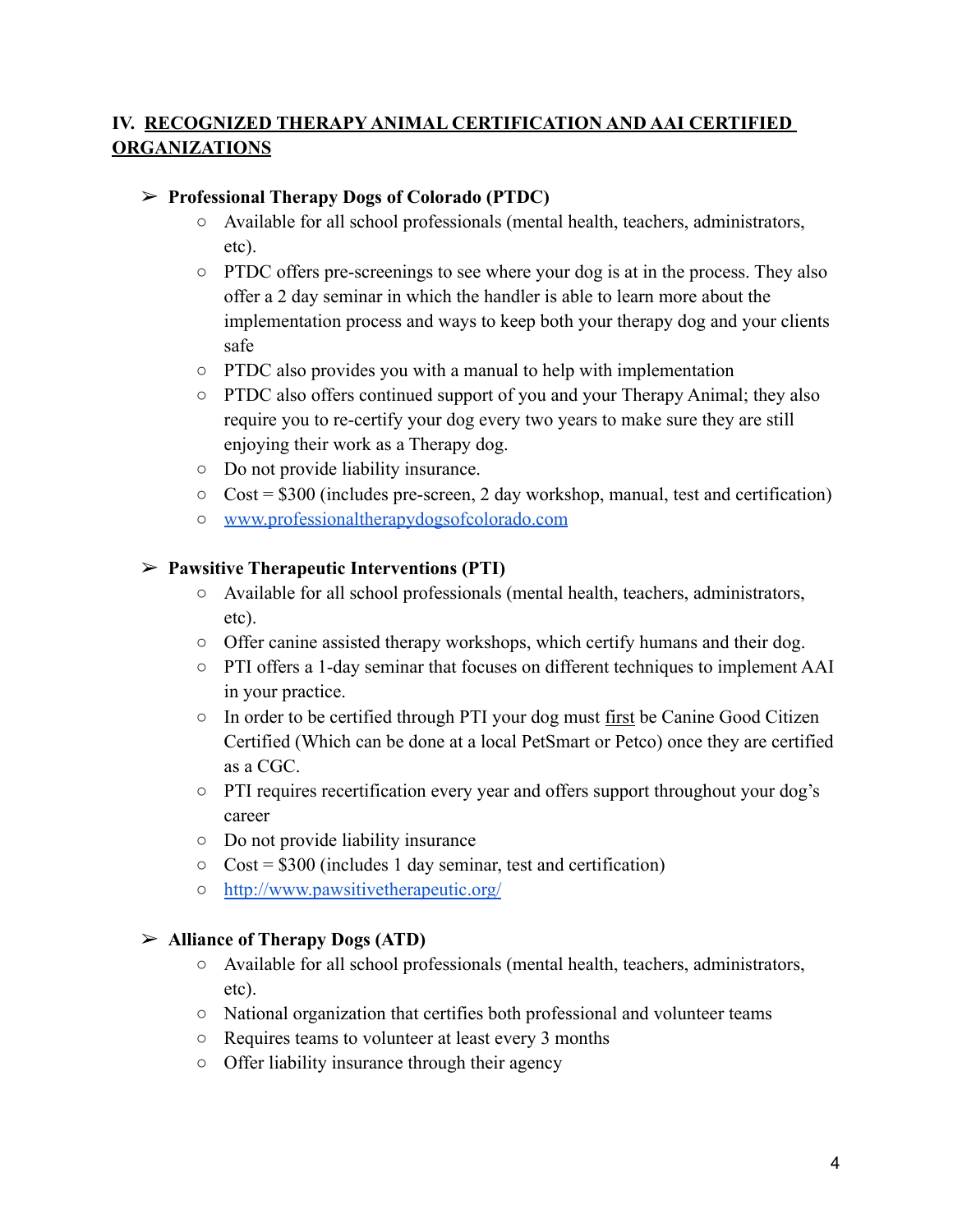## IV. RECOGNIZED THERAPY ANIMAL CERTIFICATION AND AAI CERTIFIED ORGANIZATIONS

- **Professional Therapy Dogs of Colorado (PTDC)**
  - Available for all school professionals (mental health, teachers, administrators, etc).
  - PTDC offers pre-screenings to see where your dog is at in the process. They also offer a 2 day seminar in which the handler is able to learn more about the implementation process and ways to keep both your therapy dog and your clients safe
  - PTDC also provides you with a manual to help with implementation
  - PTDC also offers continued support of you and your Therapy Animal; they also require you to re-certify your dog every two years to make sure they are still enjoying their work as a Therapy dog.
  - Do not provide liability insurance.
  - Cost = $300 (includes pre-screen, 2 day workshop, manual, test and certification)
  - [www.professionaltherapydogsofcolorado.com](www.professionaltherapydogsofcolorado.com)

- **Pawsitive Therapeutic Interventions (PTI)**
  - Available for all school professionals (mental health, teachers, administrators, etc).
  - Offer canine assisted therapy workshops, which certify humans and their dog.
  - PTI offers a 1-day seminar that focuses on different techniques to implement AAI in your practice.
  - In order to be certified through PTI your dog must <u>first</u> be Canine Good Citizen Certified (Which can be done at a local PetSmart or Petco) once they are certified as a CGC.
  - PTI requires recertification every year and offers support throughout your dog's career
  - Do not provide liability insurance
  - Cost = $300 (includes 1 day seminar, test and certification)
  - [http://www.pawsitivetherapeutic.org/](http://www.pawsitivetherapeutic.org/)

- **Alliance of Therapy Dogs (ATD)**
  - Available for all school professionals (mental health, teachers, administrators, etc).
  - National organization that certifies both professional and volunteer teams
  - Requires teams to volunteer at least every 3 months
  - Offer liability insurance through their agency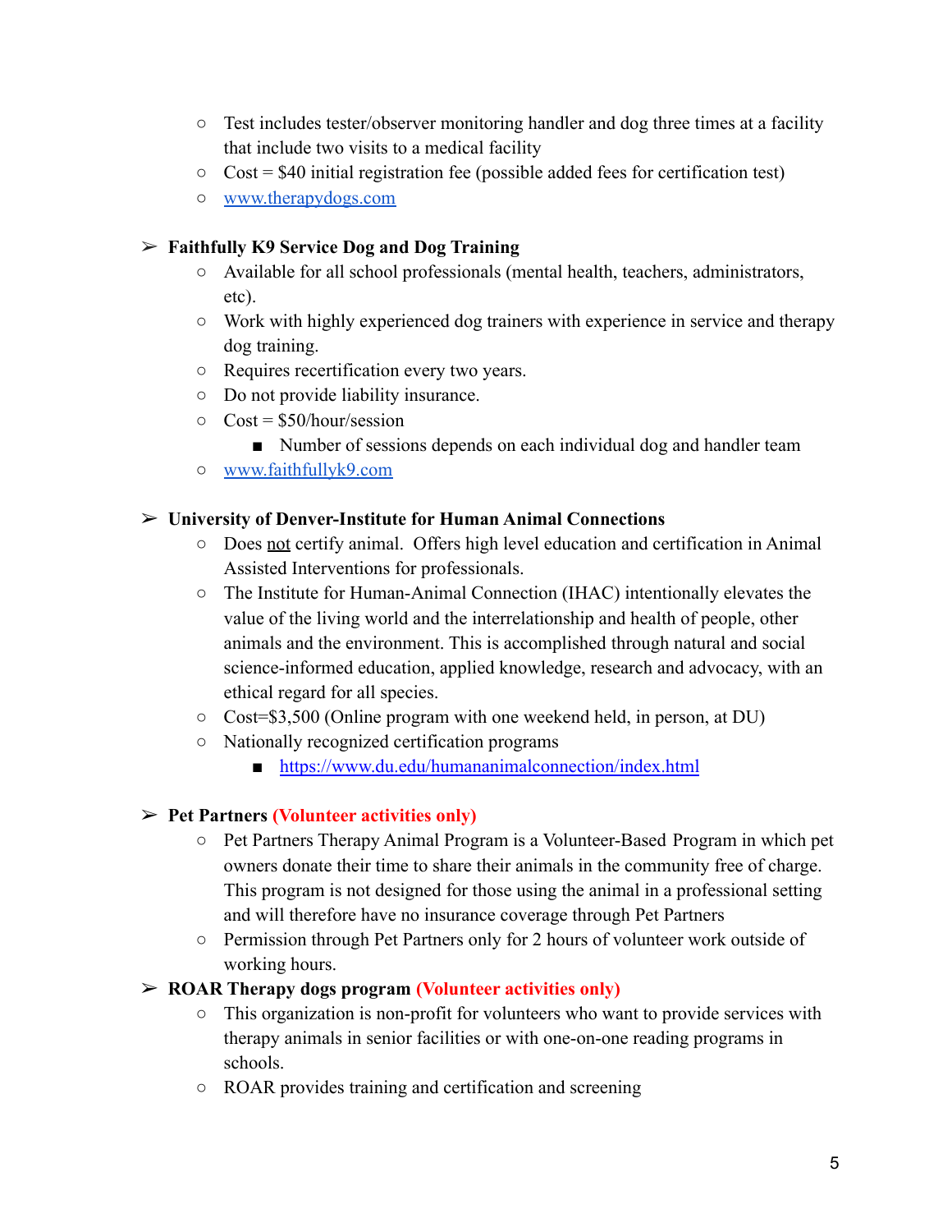- Test includes tester/observer monitoring handler and dog three times at a facility that include two visits to a medical facility
- Cost = $40 initial registration fee (possible added fees for certification test)
- [www.therapydogs.com](http://www.therapydogs.com)

➢ **Faithfully K9 Service Dog and Dog Training**

- Available for all school professionals (mental health, teachers, administrators, etc).
- Work with highly experienced dog trainers with experience in service and therapy dog training.
- Requires recertification every two years.
- Do not provide liability insurance.
- Cost = $50/hour/session
  - Number of sessions depends on each individual dog and handler team
- [www.faithfullyk9.com](http://www.faithfullyk9.com)

➢ **University of Denver-Institute for Human Animal Connections**

- Does <u>not</u> certify animal. Offers high level education and certification in Animal Assisted Interventions for professionals.
- The Institute for Human-Animal Connection (IHAC) intentionally elevates the value of the living world and the interrelationship and health of people, other animals and the environment. This is accomplished through natural and social science-informed education, applied knowledge, research and advocacy, with an ethical regard for all species.
- Cost=$3,500 (Online program with one weekend held, in person, at DU)
- Nationally recognized certification programs
  - [https://www.du.edu/humananimalconnection/index.html](https://www.du.edu/humananimalconnection/index.html)

➢ **Pet Partners (Volunteer activities only)**

- Pet Partners Therapy Animal Program is a Volunteer-Based Program in which pet owners donate their time to share their animals in the community free of charge. This program is not designed for those using the animal in a professional setting and will therefore have no insurance coverage through Pet Partners
- Permission through Pet Partners only for 2 hours of volunteer work outside of working hours.

➢ **ROAR Therapy dogs program (Volunteer activities only)**

- This organization is non-profit for volunteers who want to provide services with therapy animals in senior facilities or with one-on-one reading programs in schools.
- ROAR provides training and certification and screening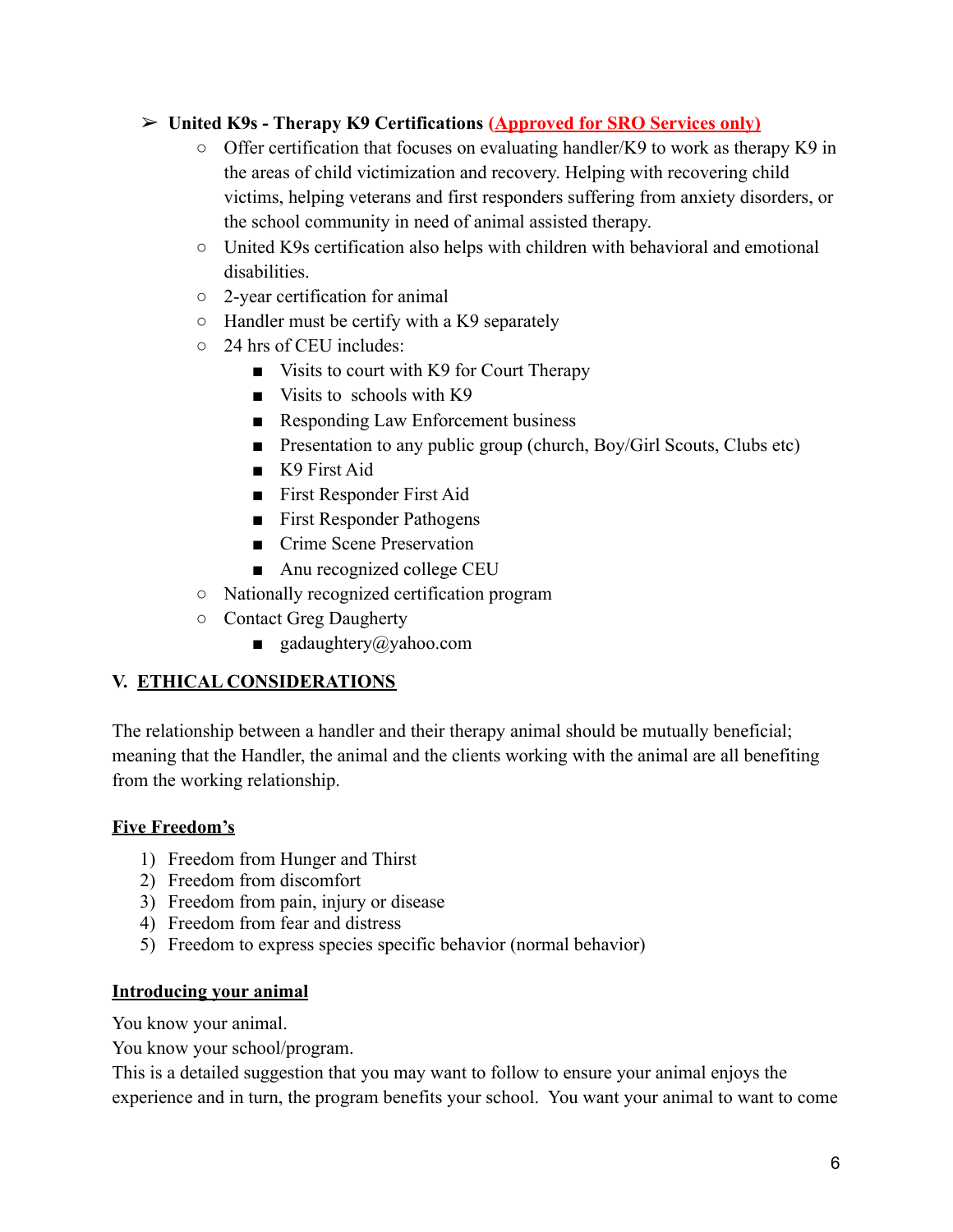- **United K9s - Therapy K9 Certifications** **(Approved for SRO Services only)**
    - Offer certification that focuses on evaluating handler/K9 to work as therapy K9 in the areas of child victimization and recovery. Helping with recovering child victims, helping veterans and first responders suffering from anxiety disorders, or the school community in need of animal assisted therapy.
    - United K9s certification also helps with children with behavioral and emotional disabilities.
    - 2-year certification for animal
    - Handler must be certify with a K9 separately
    - 24 hrs of CEU includes:
        - Visits to court with K9 for Court Therapy
        - Visits to  schools with K9
        - Responding Law Enforcement business
        - Presentation to any public group (church, Boy/Girl Scouts, Clubs etc)
        - K9 First Aid
        - First Responder First Aid
        - First Responder Pathogens
        - Crime Scene Preservation
        - Anu recognized college CEU
    - Nationally recognized certification program
    - Contact Greg Daugherty
        - gadaughtery@yahoo.com

## V. ETHICAL CONSIDERATIONS

The relationship between a handler and their therapy animal should be mutually beneficial; meaning that the Handler, the animal and the clients working with the animal are all benefiting from the working relationship.

### Five Freedom's

1) Freedom from Hunger and Thirst
2) Freedom from discomfort
3) Freedom from pain, injury or disease
4) Freedom from fear and distress
5) Freedom to express species specific behavior (normal behavior)

### Introducing your animal

You know your animal.
You know your school/program.
This is a detailed suggestion that you may want to follow to ensure your animal enjoys the experience and in turn, the program benefits your school.  You want your animal to want to come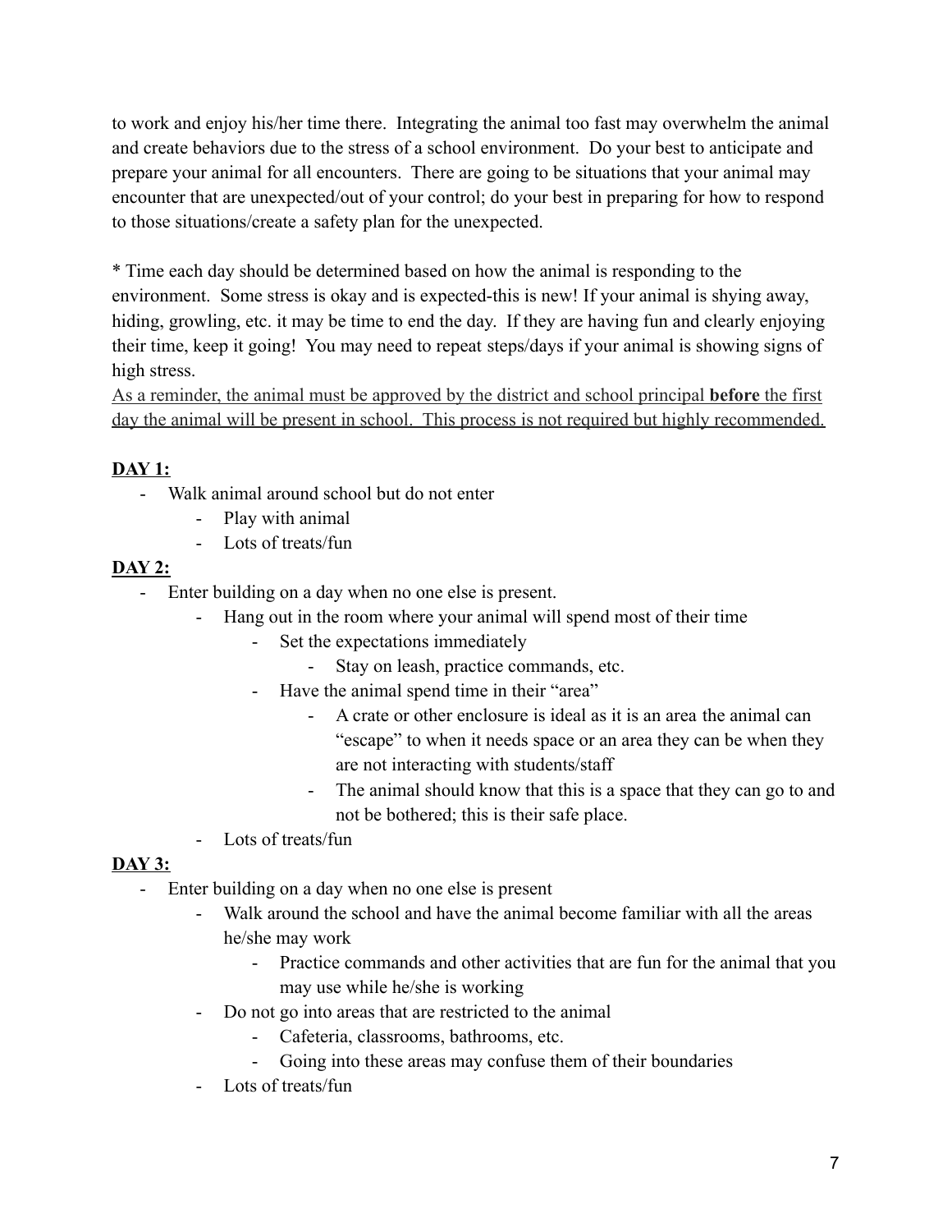to work and enjoy his/her time there.  Integrating the animal too fast may overwhelm the animal and create behaviors due to the stress of a school environment.  Do your best to anticipate and prepare your animal for all encounters.  There are going to be situations that your animal may encounter that are unexpected/out of your control; do your best in preparing for how to respond to those situations/create a safety plan for the unexpected.

* Time each day should be determined based on how the animal is responding to the environment.  Some stress is okay and is expected-this is new! If your animal is shying away, hiding, growling, etc. it may be time to end the day.  If they are having fun and clearly enjoying their time, keep it going!  You may need to repeat steps/days if your animal is showing signs of high stress.
<u>As a reminder, the animal must be approved by the district and school principal **before** the first day the animal will be present in school.  This process is not required but highly recommended.</u>

**<u>DAY 1:</u>**

- Walk animal around school but do not enter
    - Play with animal
    - Lots of treats/fun

**<u>DAY 2:</u>**

- Enter building on a day when no one else is present.
    - Hang out in the room where your animal will spend most of their time
        - Set the expectations immediately
            - Stay on leash, practice commands, etc.
        - Have the animal spend time in their "area"
            - A crate or other enclosure is ideal as it is an area the animal can "escape" to when it needs space or an area they can be when they are not interacting with students/staff
            - The animal should know that this is a space that they can go to and not be bothered; this is their safe place.
    - Lots of treats/fun

**<u>DAY 3:</u>**

- Enter building on a day when no one else is present
    - Walk around the school and have the animal become familiar with all the areas he/she may work
        - Practice commands and other activities that are fun for the animal that you may use while he/she is working
    - Do not go into areas that are restricted to the animal
        - Cafeteria, classrooms, bathrooms, etc.
        - Going into these areas may confuse them of their boundaries
    - Lots of treats/fun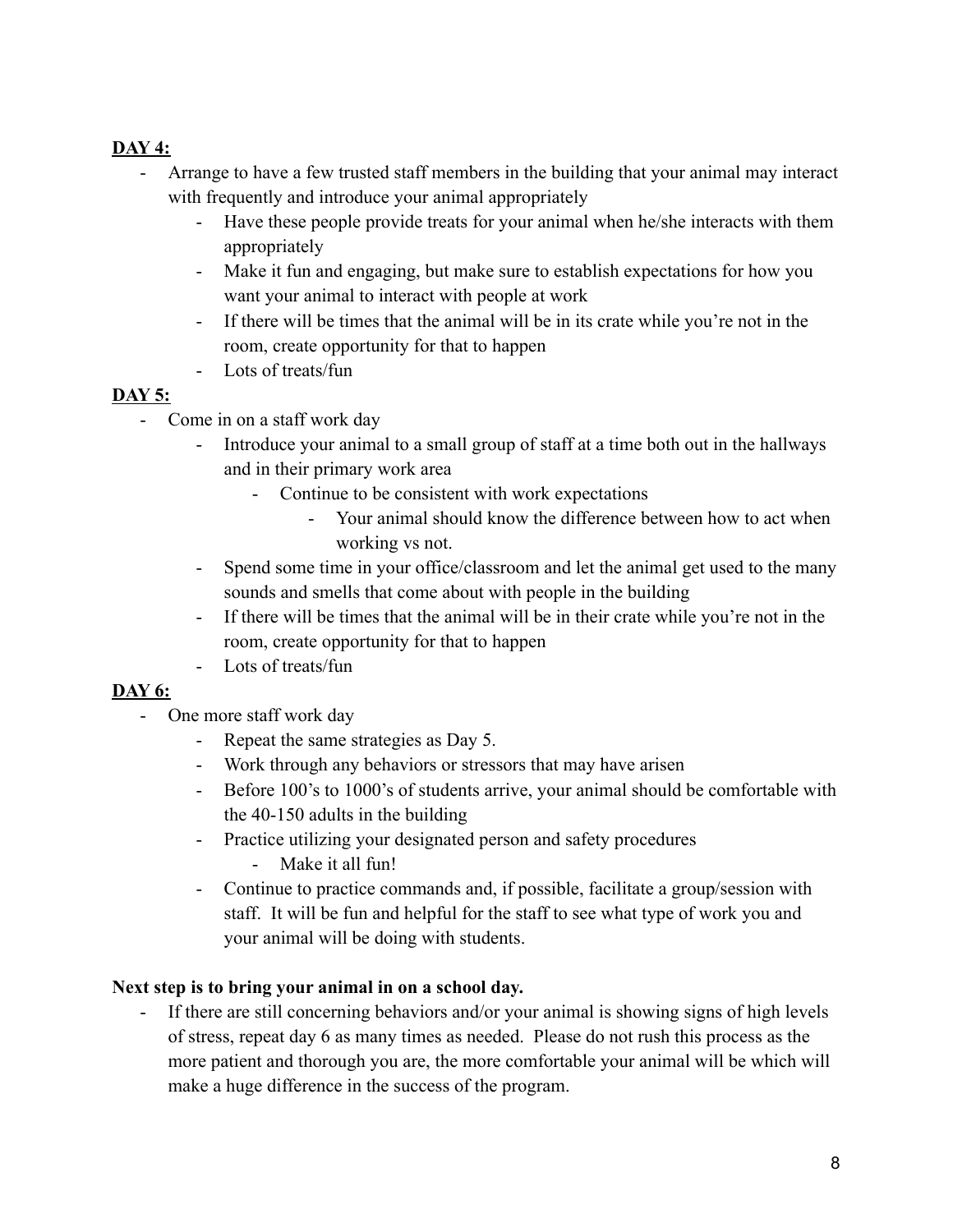**DAY 4:**

- Arrange to have a few trusted staff members in the building that your animal may interact with frequently and introduce your animal appropriately
    - Have these people provide treats for your animal when he/she interacts with them appropriately
    - Make it fun and engaging, but make sure to establish expectations for how you want your animal to interact with people at work
    - If there will be times that the animal will be in its crate while you're not in the room, create opportunity for that to happen
    - Lots of treats/fun

**DAY 5:**

- Come in on a staff work day
    - Introduce your animal to a small group of staff at a time both out in the hallways and in their primary work area
        - Continue to be consistent with work expectations
            - Your animal should know the difference between how to act when working vs not.
    - Spend some time in your office/classroom and let the animal get used to the many sounds and smells that come about with people in the building
    - If there will be times that the animal will be in their crate while you're not in the room, create opportunity for that to happen
    - Lots of treats/fun

**DAY 6:**

- One more staff work day
    - Repeat the same strategies as Day 5.
    - Work through any behaviors or stressors that may have arisen
    - Before 100's to 1000's of students arrive, your animal should be comfortable with the 40-150 adults in the building
    - Practice utilizing your designated person and safety procedures
        - Make it all fun!
    - Continue to practice commands and, if possible, facilitate a group/session with staff. It will be fun and helpful for the staff to see what type of work you and your animal will be doing with students.

**Next step is to bring your animal in on a school day.**

- If there are still concerning behaviors and/or your animal is showing signs of high levels of stress, repeat day 6 as many times as needed. Please do not rush this process as the more patient and thorough you are, the more comfortable your animal will be which will make a huge difference in the success of the program.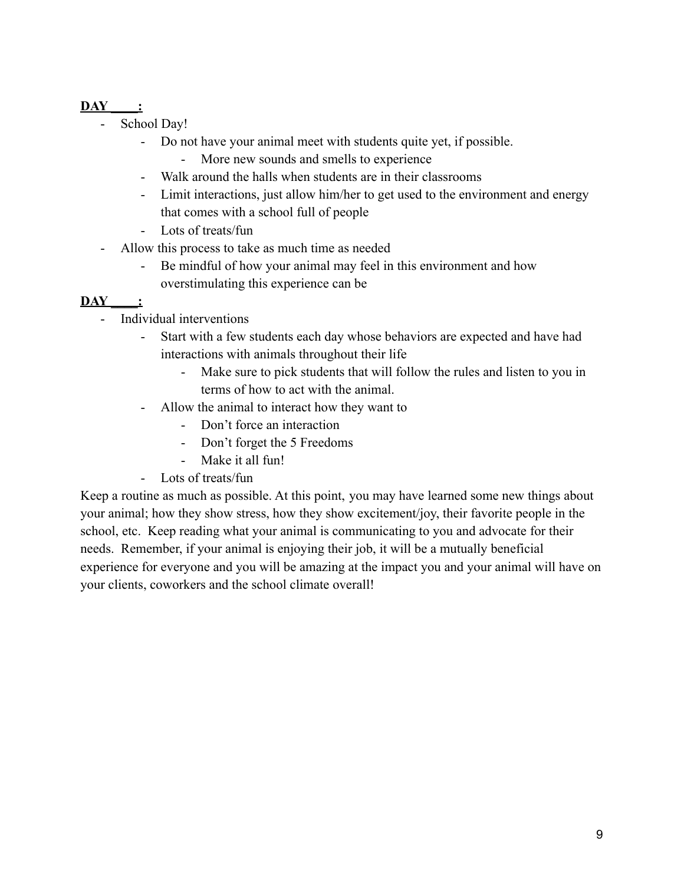**DAY \_\_\_\_:**

- School Day!
    - Do not have your animal meet with students quite yet, if possible.
        - More new sounds and smells to experience
    - Walk around the halls when students are in their classrooms
    - Limit interactions, just allow him/her to get used to the environment and energy that comes with a school full of people
    - Lots of treats/fun
- Allow this process to take as much time as needed
    - Be mindful of how your animal may feel in this environment and how overstimulating this experience can be

**DAY \_\_\_\_:**

- Individual interventions
    - Start with a few students each day whose behaviors are expected and have had interactions with animals throughout their life
        - Make sure to pick students that will follow the rules and listen to you in terms of how to act with the animal.
    - Allow the animal to interact how they want to
        - Don't force an interaction
        - Don't forget the 5 Freedoms
        - Make it all fun!
    - Lots of treats/fun

Keep a routine as much as possible. At this point, you may have learned some new things about your animal; how they show stress, how they show excitement/joy, their favorite people in the school, etc. Keep reading what your animal is communicating to you and advocate for their needs. Remember, if your animal is enjoying their job, it will be a mutually beneficial experience for everyone and you will be amazing at the impact you and your animal will have on your clients, coworkers and the school climate overall!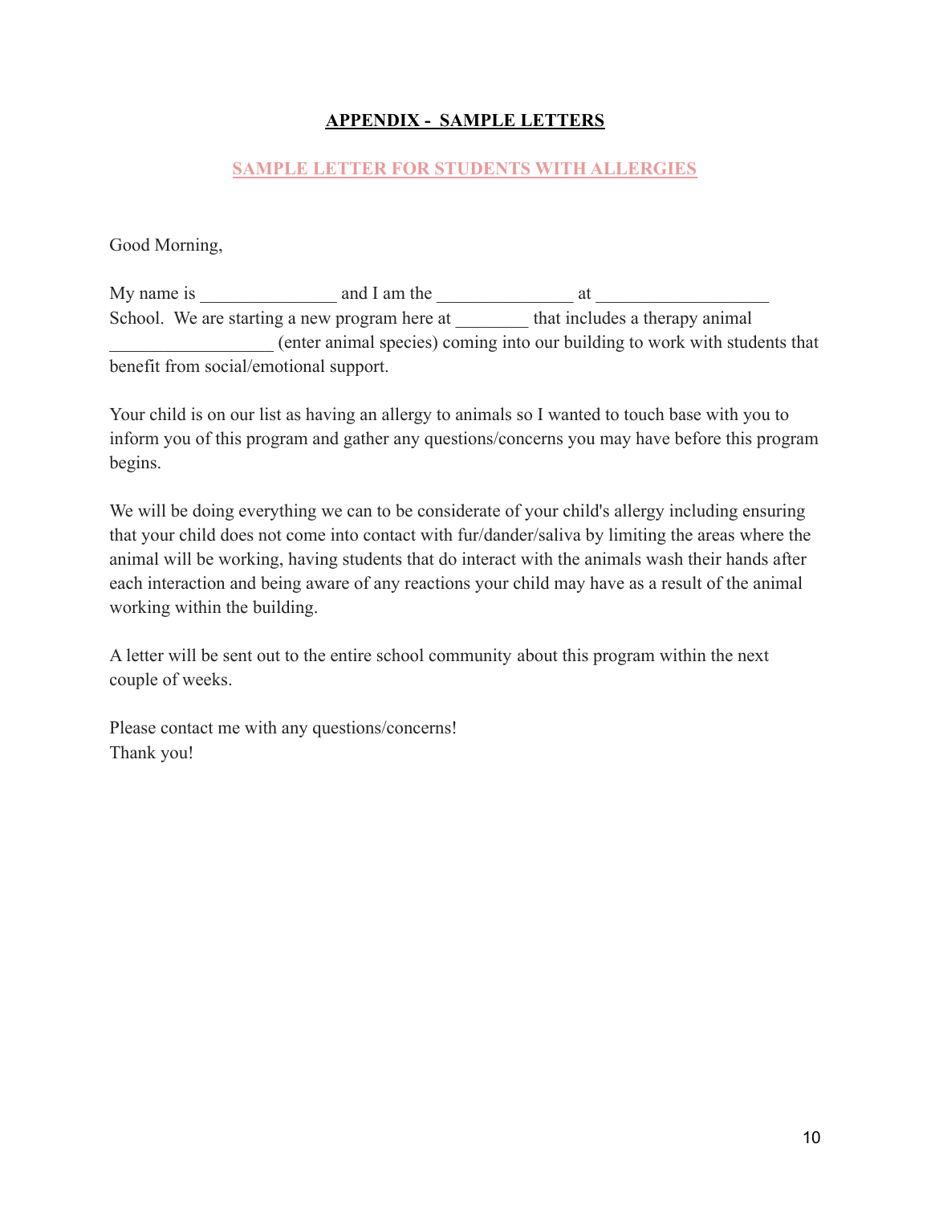## APPENDIX - SAMPLE LETTERS

### SAMPLE LETTER FOR STUDENTS WITH ALLERGIES

Good Morning,

My name is _______________ and I am the _______________ at ___________________ School. We are starting a new program here at ________ that includes a therapy animal __________________ (enter animal species) coming into our building to work with students that benefit from social/emotional support.

Your child is on our list as having an allergy to animals so I wanted to touch base with you to inform you of this program and gather any questions/concerns you may have before this program begins.

We will be doing everything we can to be considerate of your child's allergy including ensuring that your child does not come into contact with fur/dander/saliva by limiting the areas where the animal will be working, having students that do interact with the animals wash their hands after each interaction and being aware of any reactions your child may have as a result of the animal working within the building.

A letter will be sent out to the entire school community about this program within the next couple of weeks.

Please contact me with any questions/concerns!
Thank you!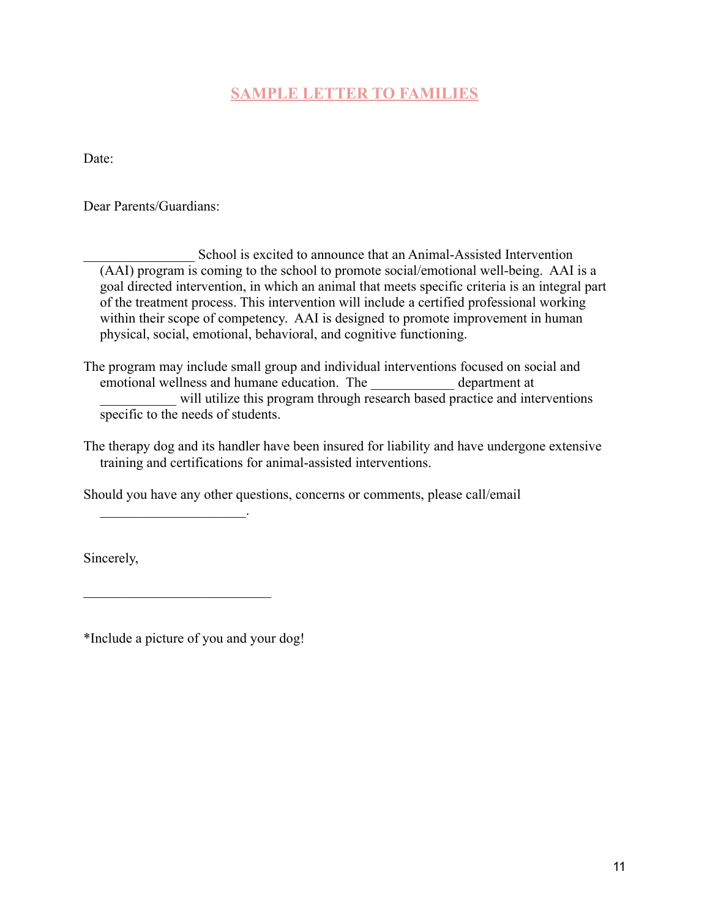## SAMPLE LETTER TO FAMILIES

Date:

Dear Parents/Guardians:

________________ School is excited to announce that an Animal-Assisted Intervention (AAI) program is coming to the school to promote social/emotional well-being. AAI is a goal directed intervention, in which an animal that meets specific criteria is an integral part of the treatment process. This intervention will include a certified professional working within their scope of competency. AAI is designed to promote improvement in human physical, social, emotional, behavioral, and cognitive functioning.

The program may include small group and individual interventions focused on social and emotional wellness and humane education. The ____________ department at ___________ will utilize this program through research based practice and interventions specific to the needs of students.

The therapy dog and its handler have been insured for liability and have undergone extensive training and certifications for animal-assisted interventions.

Should you have any other questions, concerns or comments, please call/email _____________________.

Sincerely,

___________________________

*Include a picture of you and your dog!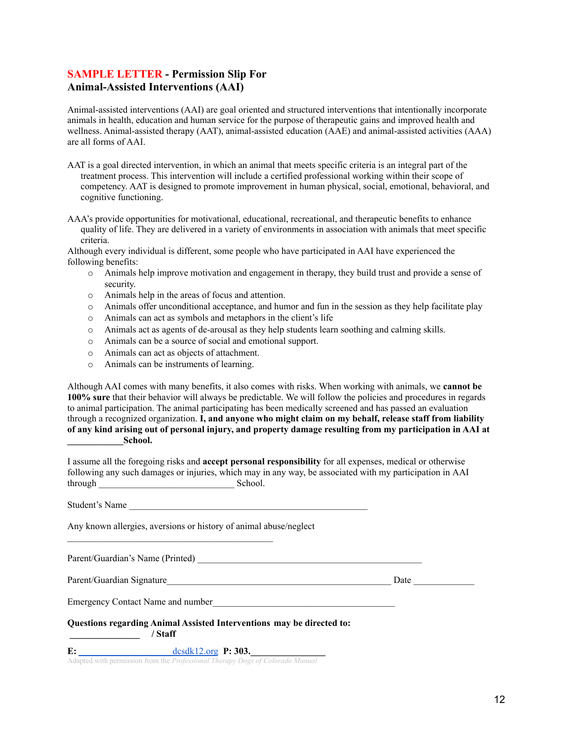## **SAMPLE LETTER - Permission Slip For Animal-Assisted Interventions (AAI)**

Animal-assisted interventions (AAI) are goal oriented and structured interventions that intentionally incorporate animals in health, education and human service for the purpose of therapeutic gains and improved health and wellness. Animal-assisted therapy (AAT), animal-assisted education (AAE) and animal-assisted activities (AAA) are all forms of AAI.

AAT is a goal directed intervention, in which an animal that meets specific criteria is an integral part of the treatment process. This intervention will include a certified professional working within their scope of competency. AAT is designed to promote improvement in human physical, social, emotional, behavioral, and cognitive functioning.

AAA's provide opportunities for motivational, educational, recreational, and therapeutic benefits to enhance quality of life. They are delivered in a variety of environments in association with animals that meet specific criteria.

Although every individual is different, some people who have participated in AAI have experienced the following benefits:

- Animals help improve motivation and engagement in therapy, they build trust and provide a sense of security.
- Animals help in the areas of focus and attention.
- Animals offer unconditional acceptance, and humor and fun in the session as they help facilitate play
- Animals can act as symbols and metaphors in the client's life
- Animals act as agents of de-arousal as they help students learn soothing and calming skills.
- Animals can be a source of social and emotional support.
- Animals can act as objects of attachment.
- Animals can be instruments of learning.

Although AAI comes with many benefits, it also comes with risks. When working with animals, we **cannot be 100% sure** that their behavior will always be predictable. We will follow the policies and procedures in regards to animal participation. The animal participating has been medically screened and has passed an evaluation through a recognized organization. **I, and anyone who might claim on my behalf, release staff from liability of any kind arising out of personal injury, and property damage resulting from my participation in AAI at \_\_\_\_\_\_\_\_\_\_\_\_School.**

I assume all the foregoing risks and **accept personal responsibility** for all expenses, medical or otherwise following any such damages or injuries, which may in any way, be associated with my participation in AAI through \_\_\_\_\_\_\_\_\_\_\_\_\_\_\_\_\_\_\_\_\_\_\_\_\_\_\_\_\_\_ School.

Student's Name \_\_\_\_\_\_\_\_\_\_\_\_\_\_\_\_\_\_\_\_\_\_\_\_\_\_\_\_\_\_\_\_\_\_\_\_\_\_\_\_\_\_\_\_\_\_\_\_\_\_\_\_

Any known allergies, aversions or history of animal abuse/neglect

\_\_\_\_\_\_\_\_\_\_\_\_\_\_\_\_\_\_\_\_\_\_\_\_\_\_\_\_\_\_\_\_\_\_\_\_\_\_\_\_\_\_\_\_\_\_

Parent/Guardian's Name (Printed) \_\_\_\_\_\_\_\_\_\_\_\_\_\_\_\_\_\_\_\_\_\_\_\_\_\_\_\_\_\_\_\_\_\_\_\_\_\_\_\_\_\_\_\_\_\_\_\_\_\_

Parent/Guardian Signature\_\_\_\_\_\_\_\_\_\_\_\_\_\_\_\_\_\_\_\_\_\_\_\_\_\_\_\_\_\_\_\_\_\_\_\_\_\_\_\_\_\_\_\_\_\_\_\_\_\_ Date \_\_\_\_\_\_\_\_\_\_\_\_\_\_

Emergency Contact Name and number\_\_\_\_\_\_\_\_\_\_\_\_\_\_\_\_\_\_\_\_\_\_\_\_\_\_\_\_\_\_\_\_\_\_\_\_\_\_\_\_\_\_

**Questions regarding Animal Assisted Interventions may be directed to:**
**\_\_\_\_\_\_\_\_\_\_\_\_\_\_\_\_ / Staff**

**E: \_\_\_\_\_\_\_\_\_\_\_\_\_\_\_\_\_\_\_\_\_\_dcsdk12.org P: 303.\_\_\_\_\_\_\_\_\_\_\_\_\_\_\_\_\_\_**

Adapted with permission from the *Professional Therapy Dogs of Colorado Manual*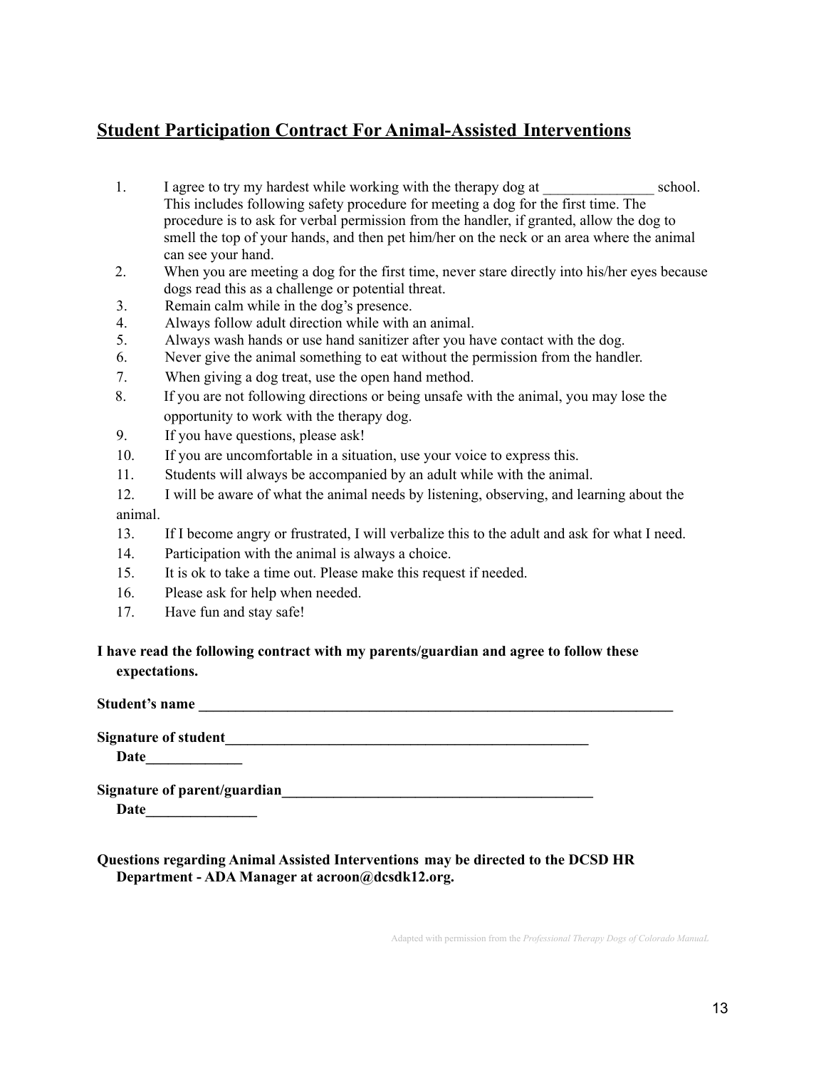## Student Participation Contract For Animal-Assisted Interventions

1. I agree to try my hardest while working with the therapy dog at _______________ school. This includes following safety procedure for meeting a dog for the first time. The procedure is to ask for verbal permission from the handler, if granted, allow the dog to smell the top of your hands, and then pet him/her on the neck or an area where the animal can see your hand.
2. When you are meeting a dog for the first time, never stare directly into his/her eyes because dogs read this as a challenge or potential threat.
3. Remain calm while in the dog's presence.
4. Always follow adult direction while with an animal.
5. Always wash hands or use hand sanitizer after you have contact with the dog.
6. Never give the animal something to eat without the permission from the handler.
7. When giving a dog treat, use the open hand method.
8. If you are not following directions or being unsafe with the animal, you may lose the opportunity to work with the therapy dog.
9. If you have questions, please ask!
10. If you are uncomfortable in a situation, use your voice to express this.
11. Students will always be accompanied by an adult while with the animal.
12. I will be aware of what the animal needs by listening, observing, and learning about the animal.
13. If I become angry or frustrated, I will verbalize this to the adult and ask for what I need.
14. Participation with the animal is always a choice.
15. It is ok to take a time out. Please make this request if needed.
16. Please ask for help when needed.
17. Have fun and stay safe!

**I have read the following contract with my parents/guardian and agree to follow these expectations.**

**Student's name** ____________________________________________________________________

**Signature of student**____________________________________________________

**Date**_____________

**Signature of parent/guardian**____________________________________________

**Date**_______________

**Questions regarding Animal Assisted Interventions may be directed to the DCSD HR Department - ADA Manager at acroon@dcsdk12.org.**

Adapted with permission from the *Professional Therapy Dogs of Colorado ManuaL*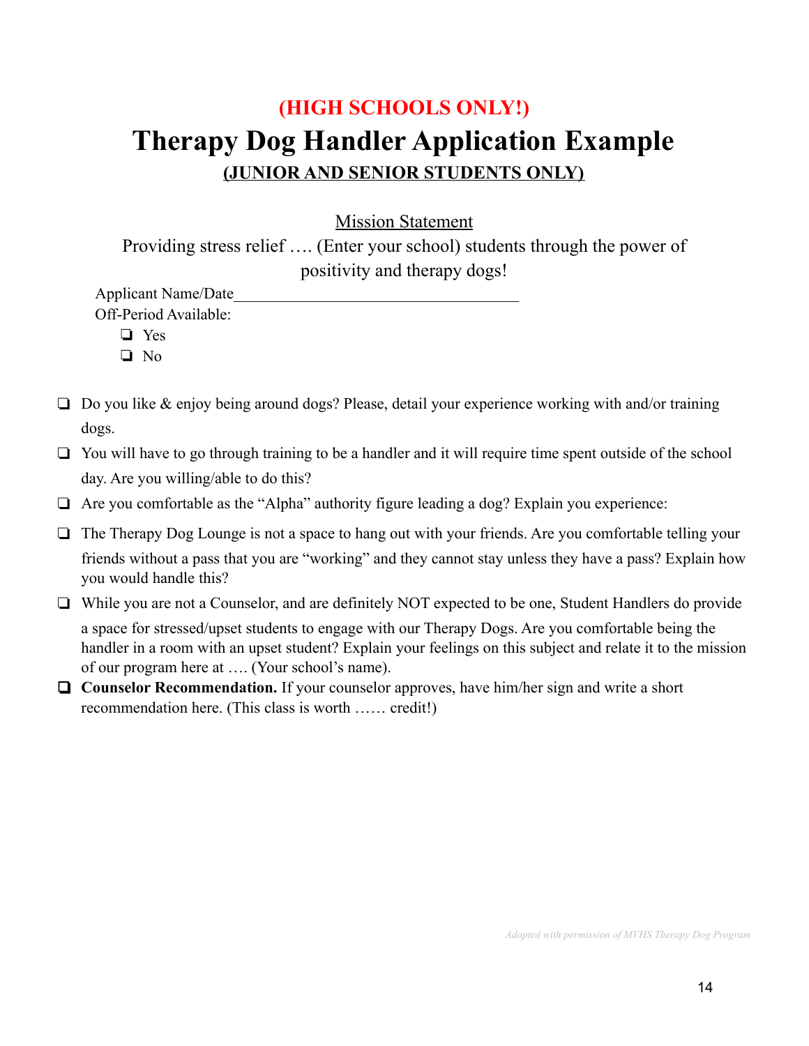**(HIGH SCHOOLS ONLY!)**

# Therapy Dog Handler Application Example

**(JUNIOR AND SENIOR STUDENTS ONLY)**

Mission Statement

Providing stress relief …. (Enter your school) students through the power of positivity and therapy dogs!

Applicant Name/Date____________________________________

Off-Period Available:

- ❑ Yes
- ❑ No

- ❑ Do you like & enjoy being around dogs? Please, detail your experience working with and/or training dogs.
- ❑ You will have to go through training to be a handler and it will require time spent outside of the school day. Are you willing/able to do this?
- ❑ Are you comfortable as the "Alpha" authority figure leading a dog? Explain you experience:
- ❑ The Therapy Dog Lounge is not a space to hang out with your friends. Are you comfortable telling your friends without a pass that you are "working" and they cannot stay unless they have a pass? Explain how you would handle this?
- ❑ While you are not a Counselor, and are definitely NOT expected to be one, Student Handlers do provide a space for stressed/upset students to engage with our Therapy Dogs. Are you comfortable being the handler in a room with an upset student? Explain your feelings on this subject and relate it to the mission of our program here at …. (Your school's name).
- ❑ **Counselor Recommendation.** If your counselor approves, have him/her sign and write a short recommendation here. (This class is worth …… credit!)

*Adopted with permission of MVHS Therapy Dog Program*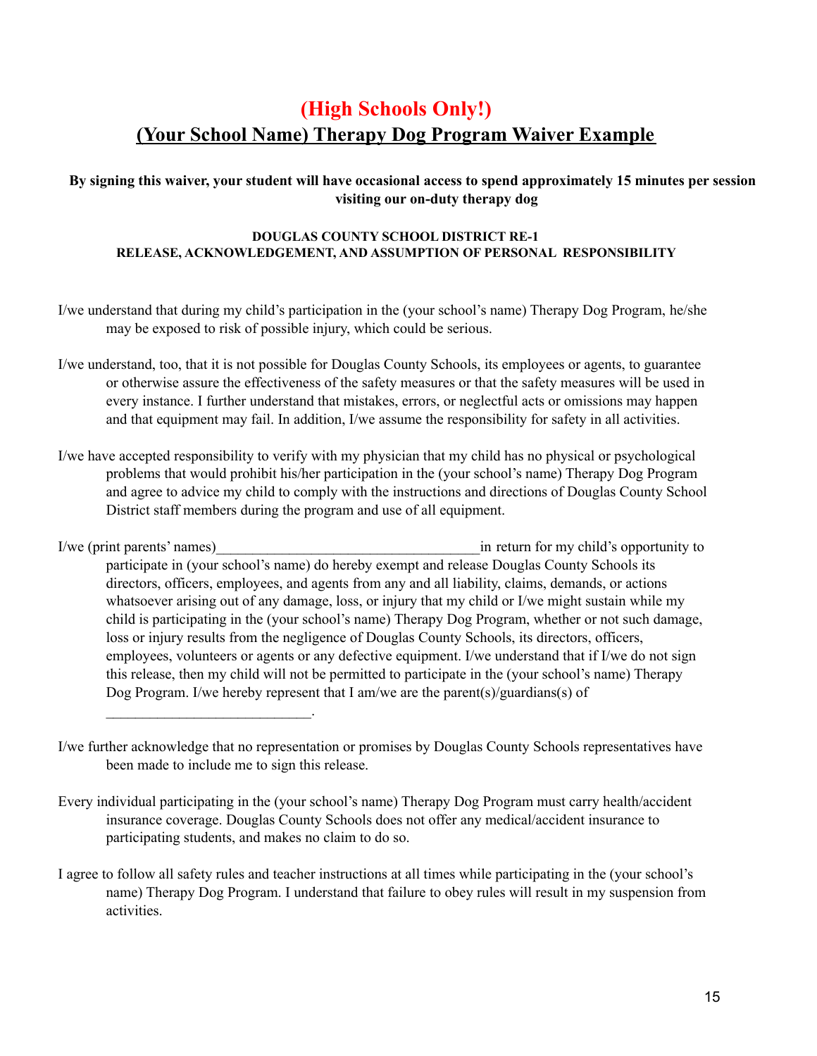# (High Schools Only!)

## (Your School Name) Therapy Dog Program Waiver Example

**By signing this waiver, your student will have occasional access to spend approximately 15 minutes per session visiting our on-duty therapy dog**

**DOUGLAS COUNTY SCHOOL DISTRICT RE-1**
**RELEASE, ACKNOWLEDGEMENT, AND ASSUMPTION OF PERSONAL RESPONSIBILITY**

I/we understand that during my child's participation in the (your school's name) Therapy Dog Program, he/she may be exposed to risk of possible injury, which could be serious.

I/we understand, too, that it is not possible for Douglas County Schools, its employees or agents, to guarantee or otherwise assure the effectiveness of the safety measures or that the safety measures will be used in every instance. I further understand that mistakes, errors, or neglectful acts or omissions may happen and that equipment may fail. In addition, I/we assume the responsibility for safety in all activities.

I/we have accepted responsibility to verify with my physician that my child has no physical or psychological problems that would prohibit his/her participation in the (your school's name) Therapy Dog Program and agree to advice my child to comply with the instructions and directions of Douglas County School District staff members during the program and use of all equipment.

I/we (print parents' names)____________________________________in return for my child's opportunity to participate in (your school's name) do hereby exempt and release Douglas County Schools its directors, officers, employees, and agents from any and all liability, claims, demands, or actions whatsoever arising out of any damage, loss, or injury that my child or I/we might sustain while my child is participating in the (your school's name) Therapy Dog Program, whether or not such damage, loss or injury results from the negligence of Douglas County Schools, its directors, officers, employees, volunteers or agents or any defective equipment. I/we understand that if I/we do not sign this release, then my child will not be permitted to participate in the (your school's name) Therapy Dog Program. I/we hereby represent that I am/we are the parent(s)/guardians(s) of ____________________________.

I/we further acknowledge that no representation or promises by Douglas County Schools representatives have been made to include me to sign this release.

Every individual participating in the (your school's name) Therapy Dog Program must carry health/accident insurance coverage. Douglas County Schools does not offer any medical/accident insurance to participating students, and makes no claim to do so.

I agree to follow all safety rules and teacher instructions at all times while participating in the (your school's name) Therapy Dog Program. I understand that failure to obey rules will result in my suspension from activities.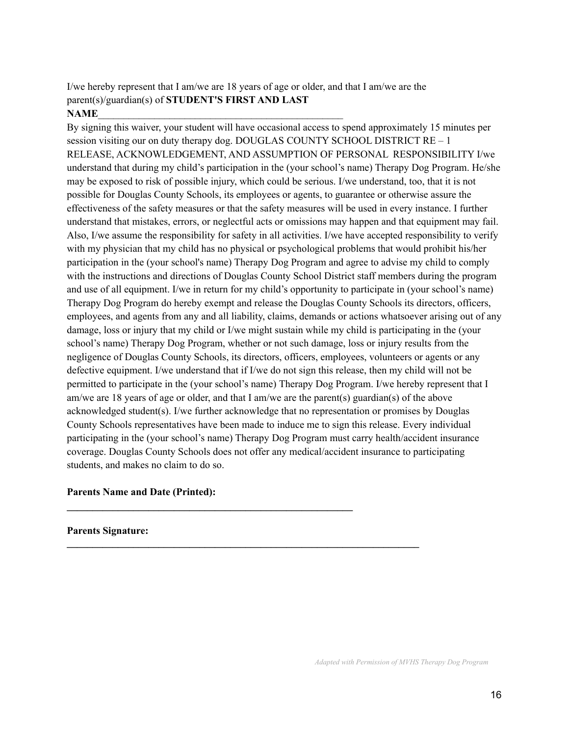I/we hereby represent that I am/we are 18 years of age or older, and that I am/we are the parent(s)/guardian(s) of **STUDENT'S FIRST AND LAST NAME**__________________________________________________

By signing this waiver, your student will have occasional access to spend approximately 15 minutes per session visiting our on duty therapy dog. DOUGLAS COUNTY SCHOOL DISTRICT RE – 1 RELEASE, ACKNOWLEDGEMENT, AND ASSUMPTION OF PERSONAL RESPONSIBILITY I/we understand that during my child's participation in the (your school's name) Therapy Dog Program. He/she may be exposed to risk of possible injury, which could be serious. I/we understand, too, that it is not possible for Douglas County Schools, its employees or agents, to guarantee or otherwise assure the effectiveness of the safety measures or that the safety measures will be used in every instance. I further understand that mistakes, errors, or neglectful acts or omissions may happen and that equipment may fail. Also, I/we assume the responsibility for safety in all activities. I/we have accepted responsibility to verify with my physician that my child has no physical or psychological problems that would prohibit his/her participation in the (your school's name) Therapy Dog Program and agree to advise my child to comply with the instructions and directions of Douglas County School District staff members during the program and use of all equipment. I/we in return for my child's opportunity to participate in (your school's name) Therapy Dog Program do hereby exempt and release the Douglas County Schools its directors, officers, employees, and agents from any and all liability, claims, demands or actions whatsoever arising out of any damage, loss or injury that my child or I/we might sustain while my child is participating in the (your school's name) Therapy Dog Program, whether or not such damage, loss or injury results from the negligence of Douglas County Schools, its directors, officers, employees, volunteers or agents or any defective equipment. I/we understand that if I/we do not sign this release, then my child will not be permitted to participate in the (your school's name) Therapy Dog Program. I/we hereby represent that I am/we are 18 years of age or older, and that I am/we are the parent(s) guardian(s) of the above acknowledged student(s). I/we further acknowledge that no representation or promises by Douglas County Schools representatives have been made to induce me to sign this release. Every individual participating in the (your school's name) Therapy Dog Program must carry health/accident insurance coverage. Douglas County Schools does not offer any medical/accident insurance to participating students, and makes no claim to do so.

**Parents Name and Date (Printed):**

**__________________________________________________________**

**Parents Signature:**

**________________________________________________________________________**

*Adapted with Permission of MVHS Therapy Dog Program*